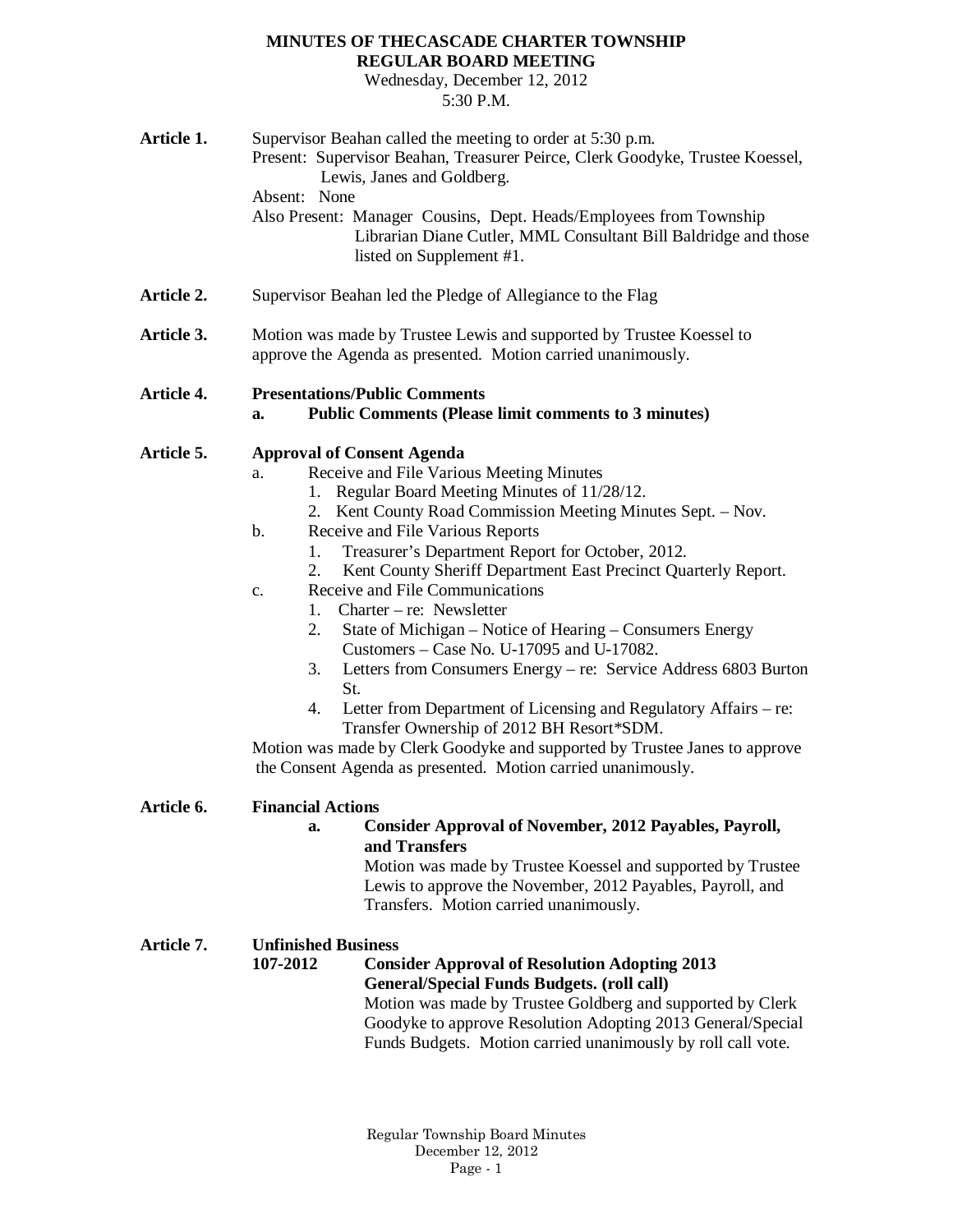# MINUTES OF THECASCADE CHARTER TOWNSHIP REGULAR BOARD MEETING

Wednesday, December 12, 2012
5:30 P.M.

**Article 1.** Supervisor Beahan called the meeting to order at 5:30 p.m.
Present: Supervisor Beahan, Treasurer Peirce, Clerk Goodyke, Trustee Koessel, Lewis, Janes and Goldberg.
Absent: None
Also Present: Manager Cousins, Dept. Heads/Employees from Township Librarian Diane Cutler, MML Consultant Bill Baldridge and those listed on Supplement #1.

**Article 2.** Supervisor Beahan led the Pledge of Allegiance to the Flag

**Article 3.** Motion was made by Trustee Lewis and supported by Trustee Koessel to approve the Agenda as presented. Motion carried unanimously.

**Article 4. Presentations/Public Comments**

**a. Public Comments (Please limit comments to 3 minutes)**

**Article 5. Approval of Consent Agenda**

a. Receive and File Various Meeting Minutes
   1. Regular Board Meeting Minutes of 11/28/12.
   2. Kent County Road Commission Meeting Minutes Sept. – Nov.

b. Receive and File Various Reports
   1. Treasurer's Department Report for October, 2012.
   2. Kent County Sheriff Department East Precinct Quarterly Report.

c. Receive and File Communications
   1. Charter – re: Newsletter
   2. State of Michigan – Notice of Hearing – Consumers Energy Customers – Case No. U-17095 and U-17082.
   3. Letters from Consumers Energy – re: Service Address 6803 Burton St.
   4. Letter from Department of Licensing and Regulatory Affairs – re: Transfer Ownership of 2012 BH Resort*SDM.

Motion was made by Clerk Goodyke and supported by Trustee Janes to approve the Consent Agenda as presented. Motion carried unanimously.

**Article 6. Financial Actions**

**a. Consider Approval of November, 2012 Payables, Payroll, and Transfers**

Motion was made by Trustee Koessel and supported by Trustee Lewis to approve the November, 2012 Payables, Payroll, and Transfers. Motion carried unanimously.

**Article 7. Unfinished Business**

**107-2012 Consider Approval of Resolution Adopting 2013 General/Special Funds Budgets. (roll call)**

Motion was made by Trustee Goldberg and supported by Clerk Goodyke to approve Resolution Adopting 2013 General/Special Funds Budgets. Motion carried unanimously by roll call vote.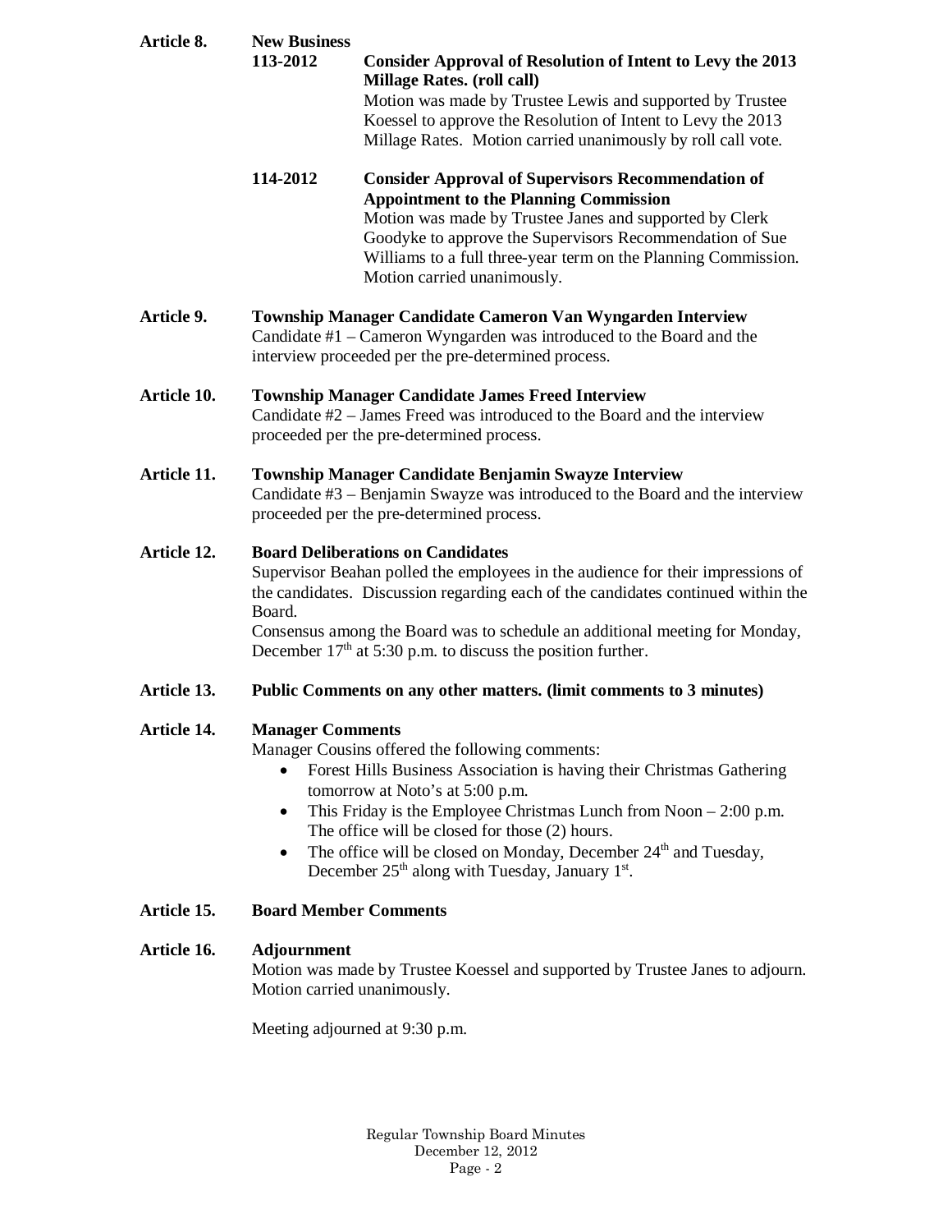**Article 8. New Business**

**113-2012 Consider Approval of Resolution of Intent to Levy the 2013 Millage Rates. (roll call)**

Motion was made by Trustee Lewis and supported by Trustee Koessel to approve the Resolution of Intent to Levy the 2013 Millage Rates. Motion carried unanimously by roll call vote.

**114-2012 Consider Approval of Supervisors Recommendation of Appointment to the Planning Commission**

Motion was made by Trustee Janes and supported by Clerk Goodyke to approve the Supervisors Recommendation of Sue Williams to a full three-year term on the Planning Commission. Motion carried unanimously.

**Article 9. Township Manager Candidate Cameron Van Wyngarden Interview**

Candidate #1 – Cameron Wyngarden was introduced to the Board and the interview proceeded per the pre-determined process.

**Article 10. Township Manager Candidate James Freed Interview**

Candidate #2 – James Freed was introduced to the Board and the interview proceeded per the pre-determined process.

**Article 11. Township Manager Candidate Benjamin Swayze Interview**

Candidate #3 – Benjamin Swayze was introduced to the Board and the interview proceeded per the pre-determined process.

**Article 12. Board Deliberations on Candidates**

Supervisor Beahan polled the employees in the audience for their impressions of the candidates. Discussion regarding each of the candidates continued within the Board.

Consensus among the Board was to schedule an additional meeting for Monday, December 17th at 5:30 p.m. to discuss the position further.

**Article 13. Public Comments on any other matters. (limit comments to 3 minutes)**

**Article 14. Manager Comments**

Manager Cousins offered the following comments:

- Forest Hills Business Association is having their Christmas Gathering tomorrow at Noto's at 5:00 p.m.
- This Friday is the Employee Christmas Lunch from Noon – 2:00 p.m. The office will be closed for those (2) hours.
- The office will be closed on Monday, December 24th and Tuesday, December 25th along with Tuesday, January 1st.

**Article 15. Board Member Comments**

**Article 16. Adjournment**

Motion was made by Trustee Koessel and supported by Trustee Janes to adjourn. Motion carried unanimously.

Meeting adjourned at 9:30 p.m.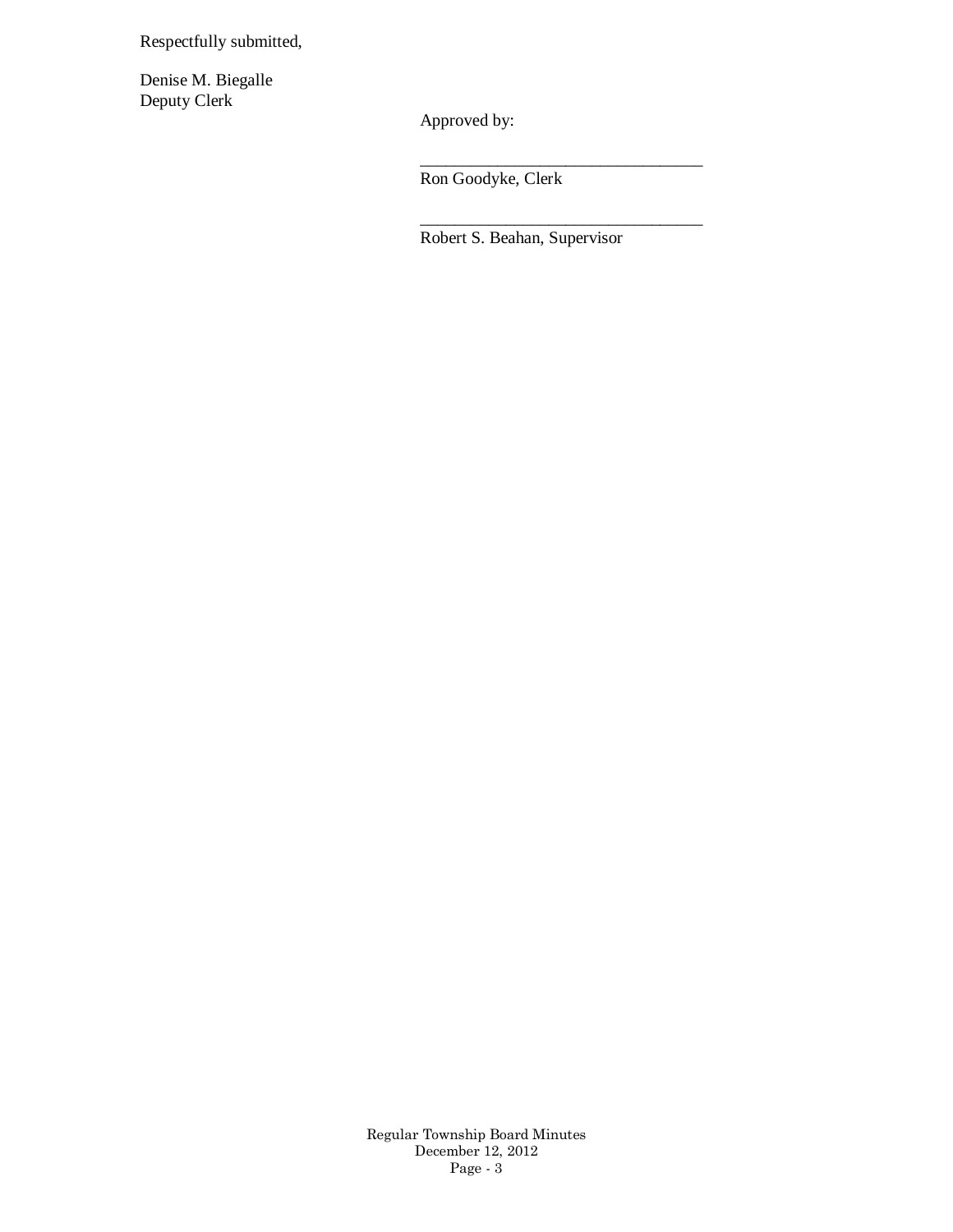Respectfully submitted,

Denise M. Biegalle
Deputy Clerk

Approved by:

\_\_\_\_\_\_\_\_\_\_\_\_\_\_\_\_\_\_\_\_\_\_\_\_\_\_\_\_\_\_\_\_\_\_
Ron Goodyke, Clerk

\_\_\_\_\_\_\_\_\_\_\_\_\_\_\_\_\_\_\_\_\_\_\_\_\_\_\_\_\_\_\_\_\_\_
Robert S. Beahan, Supervisor